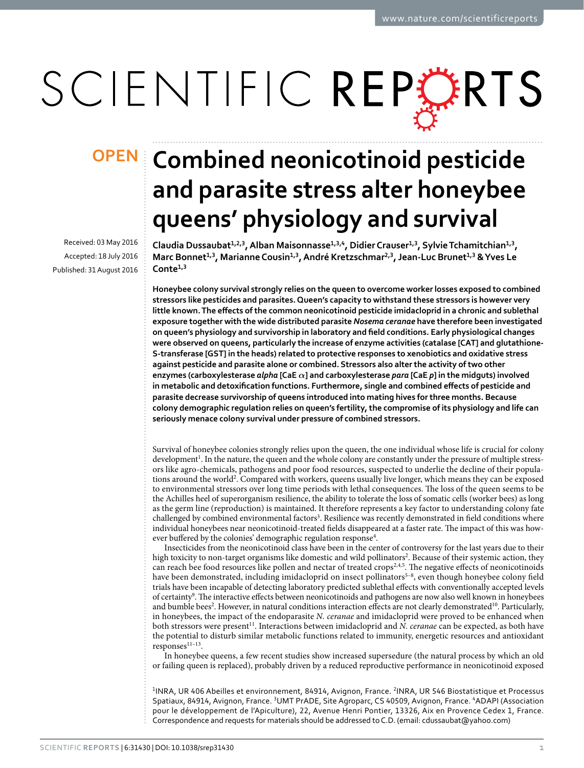OPEN

# Combined neonicotinoid pesticide and parasite stress alter honeybee queens' physiology and survival

Received: 03 May 2016

Accepted: 18 July 2016

Published: 31 August 2016

Claudia Dussaubat[1,2,3], Alban Maisonnasse[1,3,4], Didier Crauser[1,3], Sylvie Tchamitchian[1,3], Marc Bonnet[1,3], Marianne Cousin[1,3], André Kretzschmar[2,3], Jean-Luc Brunet[1,3] & Yves Le Conte[1,3]

**Honeybee colony survival strongly relies on the queen to overcome worker losses exposed to combined stressors like pesticides and parasites. Queen's capacity to withstand these stressors is however very little known. The effects of the common neonicotinoid pesticide imidacloprid in a chronic and sublethal exposure together with the wide distributed parasite *Nosema ceranae* have therefore been investigated on queen's physiology and survivorship in laboratory and field conditions. Early physiological changes were observed on queens, particularly the increase of enzyme activities (catalase [CAT] and glutathione-S-transferase [GST] in the heads) related to protective responses to xenobiotics and oxidative stress against pesticide and parasite alone or combined. Stressors also alter the activity of two other enzymes (carboxylesterase *alpha* [CaE $\alpha$] and carboxylesterase *para* [CaE *p*] in the midguts) involved in metabolic and detoxification functions. Furthermore, single and combined effects of pesticide and parasite decrease survivorship of queens introduced into mating hives for three months. Because colony demographic regulation relies on queen's fertility, the compromise of its physiology and life can seriously menace colony survival under pressure of combined stressors.**

Survival of honeybee colonies strongly relies upon the queen, the one individual whose life is crucial for colony development[1]. In the nature, the queen and the whole colony are constantly under the pressure of multiple stressors like agro-chemicals, pathogens and poor food resources, suspected to underlie the decline of their populations around the world[2]. Compared with workers, queens usually live longer, which means they can be exposed to environmental stressors over long time periods with lethal consequences. The loss of the queen seems to be the Achilles heel of superorganism resilience, the ability to tolerate the loss of somatic cells (worker bees) as long as the germ line (reproduction) is maintained. It therefore represents a key factor to understanding colony fate challenged by combined environmental factors[3]. Resilience was recently demonstrated in field conditions where individual honeybees near neonicotinoid-treated fields disappeared at a faster rate. The impact of this was however buffered by the colonies' demographic regulation response[4].

Insecticides from the neonicotinoid class have been in the center of controversy for the last years due to their high toxicity to non-target organisms like domestic and wild pollinators[2]. Because of their systemic action, they can reach bee food resources like pollen and nectar of treated crops[2,4,5]. The negative effects of neonicotinoids have been demonstrated, including imidacloprid on insect pollinators[5–8], even though honeybee colony field trials have been incapable of detecting laboratory predicted sublethal effects with conventionally accepted levels of certainty[9]. The interactive effects between neonicotinoids and pathogens are now also well known in honeybees and bumble bees[2]. However, in natural conditions interaction effects are not clearly demonstrated[10]. Particularly, in honeybees, the impact of the endoparasite *N. ceranae* and imidacloprid were proved to be enhanced when both stressors were present[11]. Interactions between imidacloprid and *N. ceranae* can be expected, as both have the potential to disturb similar metabolic functions related to immunity, energetic resources and antioxidant responses[11–13].

In honeybee queens, a few recent studies show increased supersedure (the natural process by which an old or failing queen is replaced), probably driven by a reduced reproductive performance in neonicotinoid exposed

[1]INRA, UR 406 Abeilles et environnement, 84914, Avignon, France. [2]INRA, UR 546 Biostatistique et Processus Spatiaux, 84914, Avignon, France. [3]UMT PrADE, Site Agroparc, CS 40509, Avignon, France. [4]ADAPI (Association pour le développement de l'Apiculture), 22, Avenue Henri Pontier, 13326, Aix en Provence Cedex 1, France. Correspondence and requests for materials should be addressed to C.D. (email: cdussaubat@yahoo.com)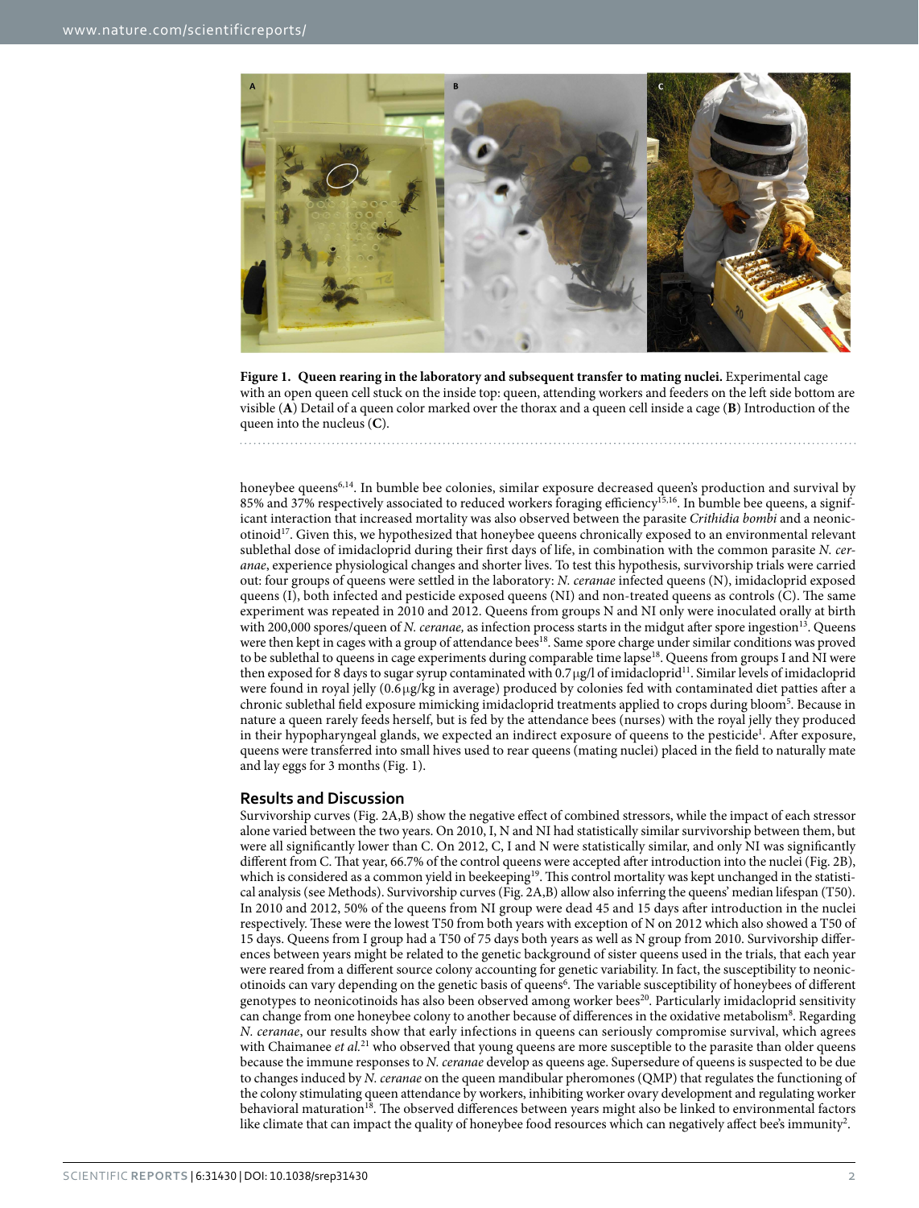**Figure 1. Queen rearing in the laboratory and subsequent transfer to mating nuclei.** Experimental cage with an open queen cell stuck on the inside top: queen, attending workers and feeders on the left side bottom are visible (**A**) Detail of a queen color marked over the thorax and a queen cell inside a cage (**B**) Introduction of the queen into the nucleus (**C**).

honeybee queens[6,14]. In bumble bee colonies, similar exposure decreased queen's production and survival by 85% and 37% respectively associated to reduced workers foraging efficiency[15,16]. In bumble bee queens, a significant interaction that increased mortality was also observed between the parasite *Crithidia bombi* and a neonicotinoid[17]. Given this, we hypothesized that honeybee queens chronically exposed to an environmental relevant sublethal dose of imidacloprid during their first days of life, in combination with the common parasite *N. ceranae*, experience physiological changes and shorter lives. To test this hypothesis, survivorship trials were carried out: four groups of queens were settled in the laboratory: *N. ceranae* infected queens (N), imidacloprid exposed queens (I), both infected and pesticide exposed queens (NI) and non-treated queens as controls (C). The same experiment was repeated in 2010 and 2012. Queens from groups N and NI only were inoculated orally at birth with 200,000 spores/queen of *N. ceranae,* as infection process starts in the midgut after spore ingestion[13]. Queens were then kept in cages with a group of attendance bees[18]. Same spore charge under similar conditions was proved to be sublethal to queens in cage experiments during comparable time lapse[18]. Queens from groups I and NI were then exposed for 8 days to sugar syrup contaminated with 0.7 μg/l of imidacloprid[11]. Similar levels of imidacloprid were found in royal jelly (0.6 μg/kg in average) produced by colonies fed with contaminated diet patties after a chronic sublethal field exposure mimicking imidacloprid treatments applied to crops during bloom[5]. Because in nature a queen rarely feeds herself, but is fed by the attendance bees (nurses) with the royal jelly they produced in their hypopharyngeal glands, we expected an indirect exposure of queens to the pesticide[1]. After exposure, queens were transferred into small hives used to rear queens (mating nuclei) placed in the field to naturally mate and lay eggs for 3 months (Fig. 1).

## Results and Discussion

Survivorship curves (Fig. 2A,B) show the negative effect of combined stressors, while the impact of each stressor alone varied between the two years. On 2010, I, N and NI had statistically similar survivorship between them, but were all significantly lower than C. On 2012, C, I and N were statistically similar, and only NI was significantly different from C. That year, 66.7% of the control queens were accepted after introduction into the nuclei (Fig. 2B), which is considered as a common yield in beekeeping[19]. This control mortality was kept unchanged in the statistical analysis (see Methods). Survivorship curves (Fig. 2A,B) allow also inferring the queens' median lifespan (T50). In 2010 and 2012, 50% of the queens from NI group were dead 45 and 15 days after introduction in the nuclei respectively. These were the lowest T50 from both years with exception of N on 2012 which also showed a T50 of 15 days. Queens from I group had a T50 of 75 days both years as well as N group from 2010. Survivorship differences between years might be related to the genetic background of sister queens used in the trials, that each year were reared from a different source colony accounting for genetic variability. In fact, the susceptibility to neonicotinoids can vary depending on the genetic basis of queens[6]. The variable susceptibility of honeybees of different genotypes to neonicotinoids has also been observed among worker bees[20]. Particularly imidacloprid sensitivity can change from one honeybee colony to another because of differences in the oxidative metabolism[8]. Regarding *N. ceranae*, our results show that early infections in queens can seriously compromise survival, which agrees with Chaimanee *et al.*[21] who observed that young queens are more susceptible to the parasite than older queens because the immune responses to *N. ceranae* develop as queens age. Supersedure of queens is suspected to be due to changes induced by *N. ceranae* on the queen mandibular pheromones (QMP) that regulates the functioning of the colony stimulating queen attendance by workers, inhibiting worker ovary development and regulating worker behavioral maturation[18]. The observed differences between years might also be linked to environmental factors like climate that can impact the quality of honeybee food resources which can negatively affect bee's immunity[2].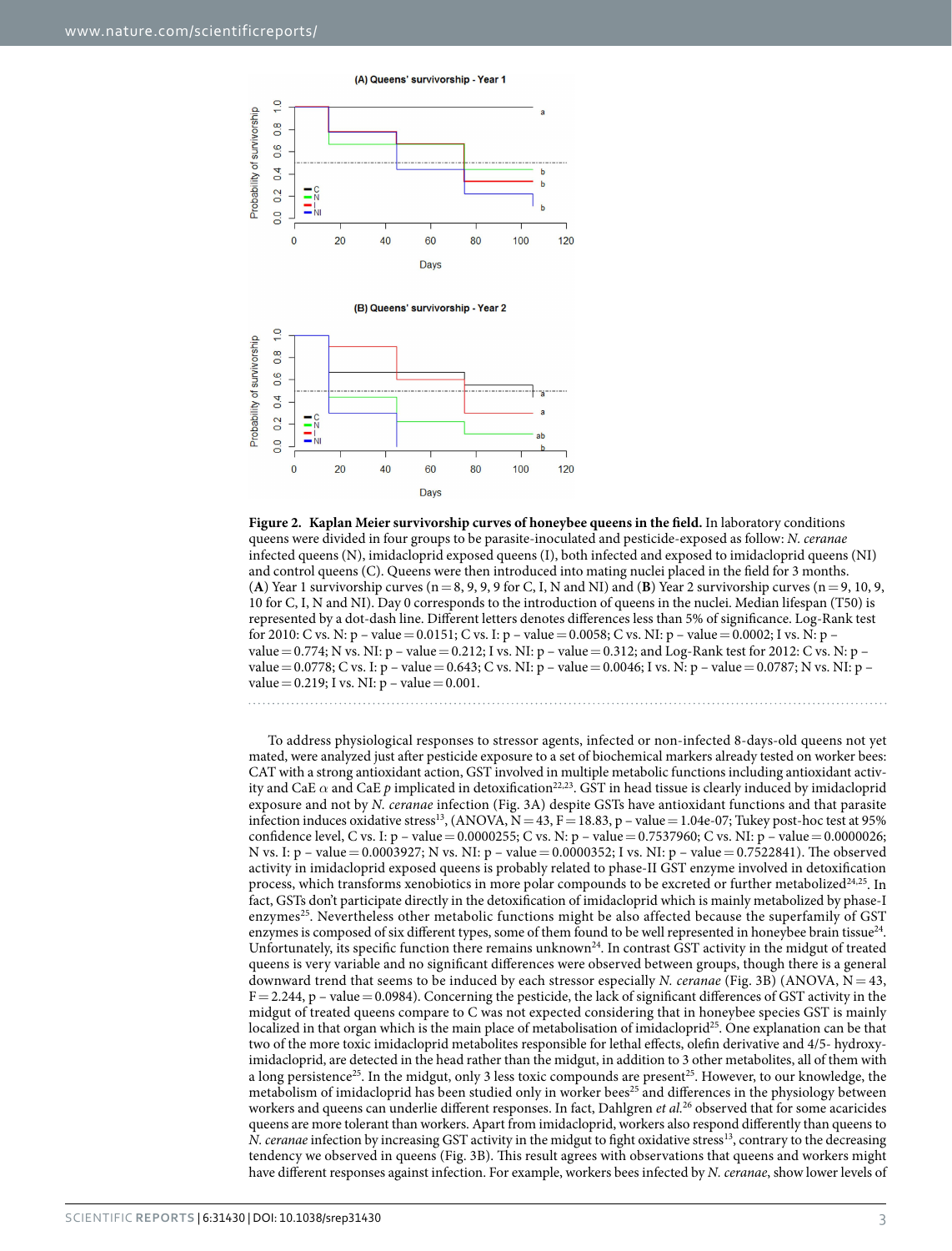**Figure 2. Kaplan Meier survivorship curves of honeybee queens in the field.** In laboratory conditions queens were divided in four groups to be parasite-inoculated and pesticide-exposed as follow: *N. ceranae* infected queens (N), imidacloprid exposed queens (I), both infected and exposed to imidacloprid queens (NI) and control queens (C). Queens were then introduced into mating nuclei placed in the field for 3 months. (**A**) Year 1 survivorship curves (n = 8, 9, 9, 9 for C, I, N and NI) and (**B**) Year 2 survivorship curves (n = 9, 10, 9, 10 for C, I, N and NI). Day 0 corresponds to the introduction of queens in the nuclei. Median lifespan (T50) is represented by a dot-dash line. Different letters denotes differences less than 5% of significance. Log-Rank test for 2010: C vs. N: p – value = 0.0151; C vs. I: p – value = 0.0058; C vs. NI: p – value = 0.0002; I vs. N: p – value = 0.774; N vs. NI: p – value = 0.212; I vs. NI: p – value = 0.312; and Log-Rank test for 2012: C vs. N: p – value = 0.0778; C vs. I: p – value = 0.643; C vs. NI: p – value = 0.0046; I vs. N: p – value = 0.0787; N vs. NI: p – value = 0.219; I vs. NI: p – value = 0.001.

To address physiological responses to stressor agents, infected or non-infected 8-days-old queens not yet mated, were analyzed just after pesticide exposure to a set of biochemical markers already tested on worker bees: CAT with a strong antioxidant action, GST involved in multiple metabolic functions including antioxidant activity and CaE $\alpha$ and CaE *p* implicated in detoxification[22,23]. GST in head tissue is clearly induced by imidacloprid exposure and not by *N. ceranae* infection (Fig. 3A) despite GSTs have antioxidant functions and that parasite infection induces oxidative stress[13], (ANOVA, N = 43, F = 18.83, p – value = 1.04e-07; Tukey post-hoc test at 95% confidence level, C vs. I: p – value = 0.0000255; C vs. N: p – value = 0.7537960; C vs. NI: p – value = 0.0000026; N vs. I: p – value = 0.0003927; N vs. NI: p – value = 0.0000352; I vs. NI: p – value = 0.7522841). The observed activity in imidacloprid exposed queens is probably related to phase-II GST enzyme involved in detoxification process, which transforms xenobiotics in more polar compounds to be excreted or further metabolized[24,25]. In fact, GSTs don't participate directly in the detoxification of imidacloprid which is mainly metabolized by phase-I enzymes[25]. Nevertheless other metabolic functions might be also affected because the superfamily of GST enzymes is composed of six different types, some of them found to be well represented in honeybee brain tissue[24]. Unfortunately, its specific function there remains unknown[24]. In contrast GST activity in the midgut of treated queens is very variable and no significant differences were observed between groups, though there is a general downward trend that seems to be induced by each stressor especially *N. ceranae* (Fig. 3B) (ANOVA, N = 43, F = 2.244, p – value = 0.0984). Concerning the pesticide, the lack of significant differences of GST activity in the midgut of treated queens compare to C was not expected considering that in honeybee species GST is mainly localized in that organ which is the main place of metabolisation of imidacloprid[25]. One explanation can be that two of the more toxic imidacloprid metabolites responsible for lethal effects, olefin derivative and 4/5- hydroxy-imidacloprid, are detected in the head rather than the midgut, in addition to 3 other metabolites, all of them with a long persistence[25]. In the midgut, only 3 less toxic compounds are present[25]. However, to our knowledge, the metabolism of imidacloprid has been studied only in worker bees[25] and differences in the physiology between workers and queens can underlie different responses. In fact, Dahlgren *et al.*[26] observed that for some acaricides queens are more tolerant than workers. Apart from imidacloprid, workers also respond differently than queens to *N. ceranae* infection by increasing GST activity in the midgut to fight oxidative stress[13], contrary to the decreasing tendency we observed in queens (Fig. 3B). This result agrees with observations that queens and workers might have different responses against infection. For example, workers bees infected by *N. ceranae*, show lower levels of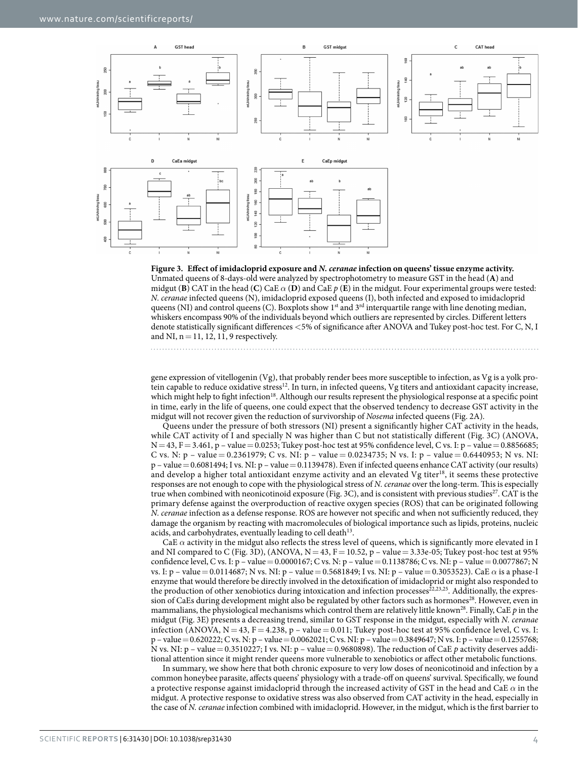**Figure 3. Effect of imidacloprid exposure and *N. ceranae* infection on queens' tissue enzyme activity.** Unmated queens of 8-days-old were analyzed by spectrophotometry to measure GST in the head (**A**) and midgut (**B**) CAT in the head (**C**) CaE $\alpha$ (**D**) and CaE $p$ (**E**) in the midgut. Four experimental groups were tested: *N. ceranae* infected queens (N), imidacloprid exposed queens (I), both infected and exposed to imidacloprid queens (NI) and control queens (C). Boxplots show 1st and 3rd interquartile range with line denoting median, whiskers encompass 90% of the individuals beyond which outliers are represented by circles. Different letters denote statistically significant differences <5% of significance after ANOVA and Tukey post-hoc test. For C, N, I and NI, n = 11, 12, 11, 9 respectively.

gene expression of vitellogenin (Vg), that probably render bees more susceptible to infection, as Vg is a yolk protein capable to reduce oxidative stress[12]. In turn, in infected queens, Vg titers and antioxidant capacity increase, which might help to fight infection[18]. Although our results represent the physiological response at a specific point in time, early in the life of queens, one could expect that the observed tendency to decrease GST activity in the midgut will not recover given the reduction of survivorship of *Nosema* infected queens (Fig. 2A).

Queens under the pressure of both stressors (NI) present a significantly higher CAT activity in the heads, while CAT activity of I and specially N was higher than C but not statistically different (Fig. 3C) (ANOVA, N = 43, F = 3.461, p – value = 0.0253; Tukey post-hoc test at 95% confidence level, C vs. I: p – value = 0.8856685; C vs. N: p – value = 0.2361979; C vs. NI: p – value = 0.0234735; N vs. I: p – value = 0.6440953; N vs. NI: p – value = 0.6081494; I vs. NI: p – value = 0.1139478). Even if infected queens enhance CAT activity (our results) and develop a higher total antioxidant enzyme activity and an elevated Vg titer[18], it seems these protective responses are not enough to cope with the physiological stress of *N. ceranae* over the long-term. This is especially true when combined with neonicotinoid exposure (Fig. 3C), and is consistent with previous studies[27]. CAT is the primary defense against the overproduction of reactive oxygen species (ROS) that can be originated following *N. ceranae* infection as a defense response. ROS are however not specific and when not sufficiently reduced, they damage the organism by reacting with macromolecules of biological importance such as lipids, proteins, nucleic acids, and carbohydrates, eventually leading to cell death[13].

CaE $\alpha$ activity in the midgut also reflects the stress level of queens, which is significantly more elevated in I and NI compared to C (Fig. 3D), (ANOVA, N = 43, F = 10.52, p – value = 3.33e-05; Tukey post-hoc test at 95% confidence level, C vs. I: p – value = 0.0000167; C vs. N: p – value = 0.1138786; C vs. NI: p – value = 0.0077867; N vs. I: p – value = 0.0114687; N vs. NI: p – value = 0.5681849; I vs. NI: p – value = 0.3053523). CaE $\alpha$ is a phase-I enzyme that would therefore be directly involved in the detoxification of imidacloprid or might also responded to the production of other xenobiotics during intoxication and infection processes[22,23,25]. Additionally, the expression of CaEs during development might also be regulated by other factors such as hormones[28]. However, even in mammalians, the physiological mechanisms which control them are relatively little known[28]. Finally, CaE $p$ in the midgut (Fig. 3E) presents a decreasing trend, similar to GST response in the midgut, especially with *N. ceranae* infection (ANOVA, N = 43, F = 4.238, p – value = 0.011; Tukey post-hoc test at 95% confidence level, C vs. I: p – value = 0.620222; C vs. N: p – value = 0.0062021; C vs. NI: p – value = 0.3849647; N vs. I: p – value = 0.1255768; N vs. NI: p – value = 0.3510227; I vs. NI: p – value = 0.9680898). The reduction of CaE $p$ activity deserves additional attention since it might render queens more vulnerable to xenobiotics or affect other metabolic functions.

In summary, we show here that both chronic exposure to very low doses of neonicotinoid and infection by a common honeybee parasite, affects queens' physiology with a trade-off on queens' survival. Specifically, we found a protective response against imidacloprid through the increased activity of GST in the head and CaE $\alpha$ in the midgut. A protective response to oxidative stress was also observed from CAT activity in the head, especially in the case of *N. ceranae* infection combined with imidacloprid. However, in the midgut, which is the first barrier to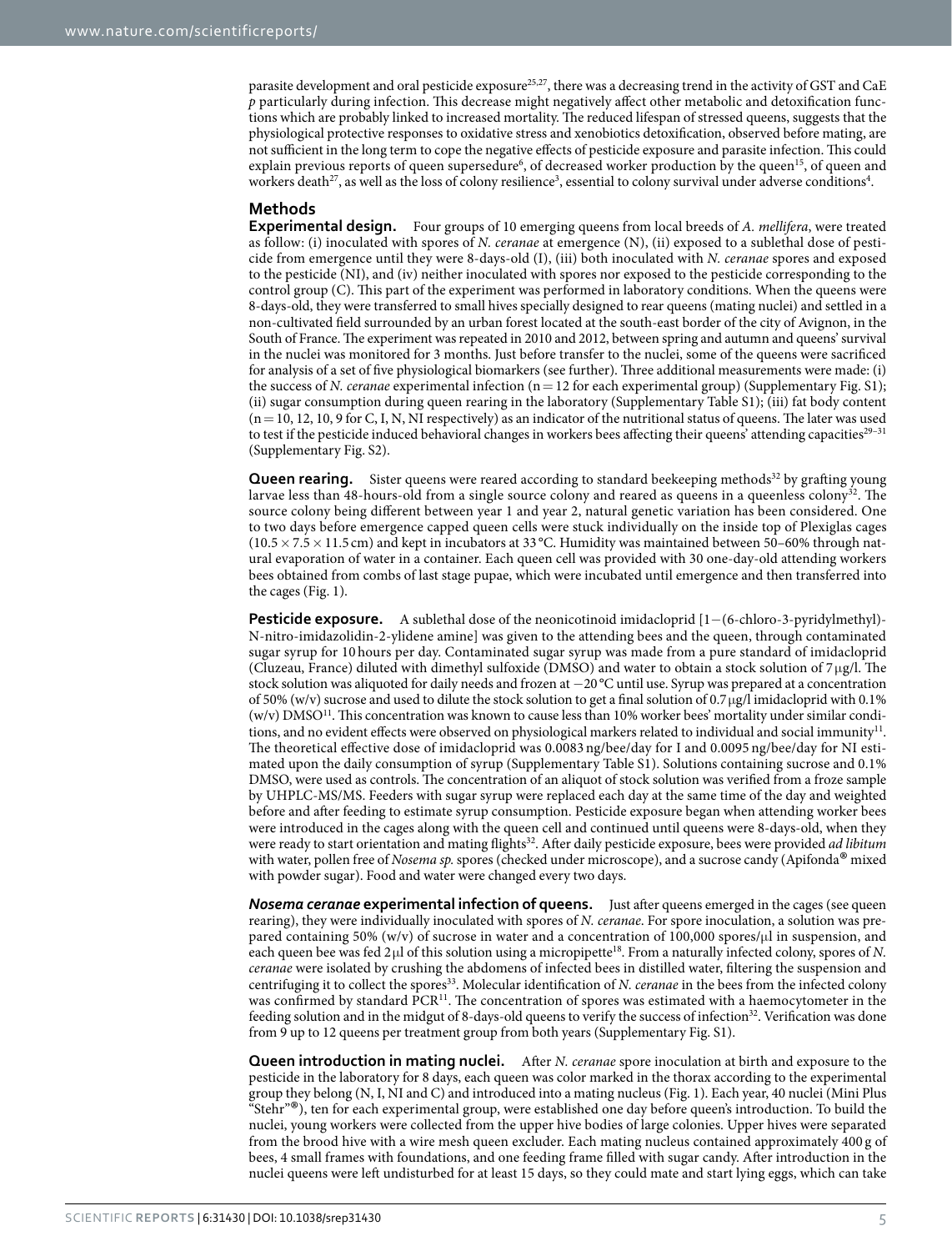parasite development and oral pesticide exposure[25,27], there was a decreasing trend in the activity of GST and CaE *p* particularly during infection. This decrease might negatively affect other metabolic and detoxification functions which are probably linked to increased mortality. The reduced lifespan of stressed queens, suggests that the physiological protective responses to oxidative stress and xenobiotics detoxification, observed before mating, are not sufficient in the long term to cope the negative effects of pesticide exposure and parasite infection. This could explain previous reports of queen supersedure[6], of decreased worker production by the queen[15], of queen and workers death[27], as well as the loss of colony resilience[3], essential to colony survival under adverse conditions[4].

## Methods

**Experimental design.** Four groups of 10 emerging queens from local breeds of *A. mellifera*, were treated as follow: (i) inoculated with spores of *N. ceranae* at emergence (N), (ii) exposed to a sublethal dose of pesticide from emergence until they were 8-days-old (I), (iii) both inoculated with *N. ceranae* spores and exposed to the pesticide (NI), and (iv) neither inoculated with spores nor exposed to the pesticide corresponding to the control group (C). This part of the experiment was performed in laboratory conditions. When the queens were 8-days-old, they were transferred to small hives specially designed to rear queens (mating nuclei) and settled in a non-cultivated field surrounded by an urban forest located at the south-east border of the city of Avignon, in the South of France. The experiment was repeated in 2010 and 2012, between spring and autumn and queens' survival in the nuclei was monitored for 3 months. Just before transfer to the nuclei, some of the queens were sacrificed for analysis of a set of five physiological biomarkers (see further). Three additional measurements were made: (i) the success of *N. ceranae* experimental infection (n = 12 for each experimental group) (Supplementary Fig. S1); (ii) sugar consumption during queen rearing in the laboratory (Supplementary Table S1); (iii) fat body content (n = 10, 12, 10, 9 for C, I, N, NI respectively) as an indicator of the nutritional status of queens. The later was used to test if the pesticide induced behavioral changes in workers bees affecting their queens' attending capacities[29–31] (Supplementary Fig. S2).

**Queen rearing.** Sister queens were reared according to standard beekeeping methods[32] by grafting young larvae less than 48-hours-old from a single source colony and reared as queens in a queenless colony[32]. The source colony being different between year 1 and year 2, natural genetic variation has been considered. One to two days before emergence capped queen cells were stuck individually on the inside top of Plexiglas cages ($10.5 \times 7.5 \times 11.5$ cm) and kept in incubators at 33 °C. Humidity was maintained between 50–60% through natural evaporation of water in a container. Each queen cell was provided with 30 one-day-old attending workers bees obtained from combs of last stage pupae, which were incubated until emergence and then transferred into the cages (Fig. 1).

**Pesticide exposure.** A sublethal dose of the neonicotinoid imidacloprid [1−(6-chloro-3-pyridylmethyl)-N-nitro-imidazolidin-2-ylidene amine] was given to the attending bees and the queen, through contaminated sugar syrup for 10 hours per day. Contaminated sugar syrup was made from a pure standard of imidacloprid (Cluzeau, France) diluted with dimethyl sulfoxide (DMSO) and water to obtain a stock solution of 7 μg/l. The stock solution was aliquoted for daily needs and frozen at −20 °C until use. Syrup was prepared at a concentration of 50% (w/v) sucrose and used to dilute the stock solution to get a final solution of 0.7 μg/l imidacloprid with 0.1% (w/v) DMSO[11]. This concentration was known to cause less than 10% worker bees' mortality under similar conditions, and no evident effects were observed on physiological markers related to individual and social immunity[11]. The theoretical effective dose of imidacloprid was 0.0083 ng/bee/day for I and 0.0095 ng/bee/day for NI estimated upon the daily consumption of syrup (Supplementary Table S1). Solutions containing sucrose and 0.1% DMSO, were used as controls. The concentration of an aliquot of stock solution was verified from a froze sample by UHPLC-MS/MS. Feeders with sugar syrup were replaced each day at the same time of the day and weighted before and after feeding to estimate syrup consumption. Pesticide exposure began when attending worker bees were introduced in the cages along with the queen cell and continued until queens were 8-days-old, when they were ready to start orientation and mating flights[32]. After daily pesticide exposure, bees were provided *ad libitum* with water, pollen free of *Nosema sp.* spores (checked under microscope), and a sucrose candy (Apifonda® mixed with powder sugar). Food and water were changed every two days.

***Nosema ceranae* experimental infection of queens.** Just after queens emerged in the cages (see queen rearing), they were individually inoculated with spores of *N. ceranae*. For spore inoculation, a solution was prepared containing 50% (w/v) of sucrose in water and a concentration of 100,000 spores/μl in suspension, and each queen bee was fed 2 μl of this solution using a micropipette[18]. From a naturally infected colony, spores of *N. ceranae* were isolated by crushing the abdomens of infected bees in distilled water, filtering the suspension and centrifuging it to collect the spores[33]. Molecular identification of *N. ceranae* in the bees from the infected colony was confirmed by standard PCR[11]. The concentration of spores was estimated with a haemocytometer in the feeding solution and in the midgut of 8-days-old queens to verify the success of infection[32]. Verification was done from 9 up to 12 queens per treatment group from both years (Supplementary Fig. S1).

**Queen introduction in mating nuclei.** After *N. ceranae* spore inoculation at birth and exposure to the pesticide in the laboratory for 8 days, each queen was color marked in the thorax according to the experimental group they belong (N, I, NI and C) and introduced into a mating nucleus (Fig. 1). Each year, 40 nuclei (Mini Plus "Stehr"®), ten for each experimental group, were established one day before queen's introduction. To build the nuclei, young workers were collected from the upper hive bodies of large colonies. Upper hives were separated from the brood hive with a wire mesh queen excluder. Each mating nucleus contained approximately 400 g of bees, 4 small frames with foundations, and one feeding frame filled with sugar candy. After introduction in the nuclei queens were left undisturbed for at least 15 days, so they could mate and start lying eggs, which can take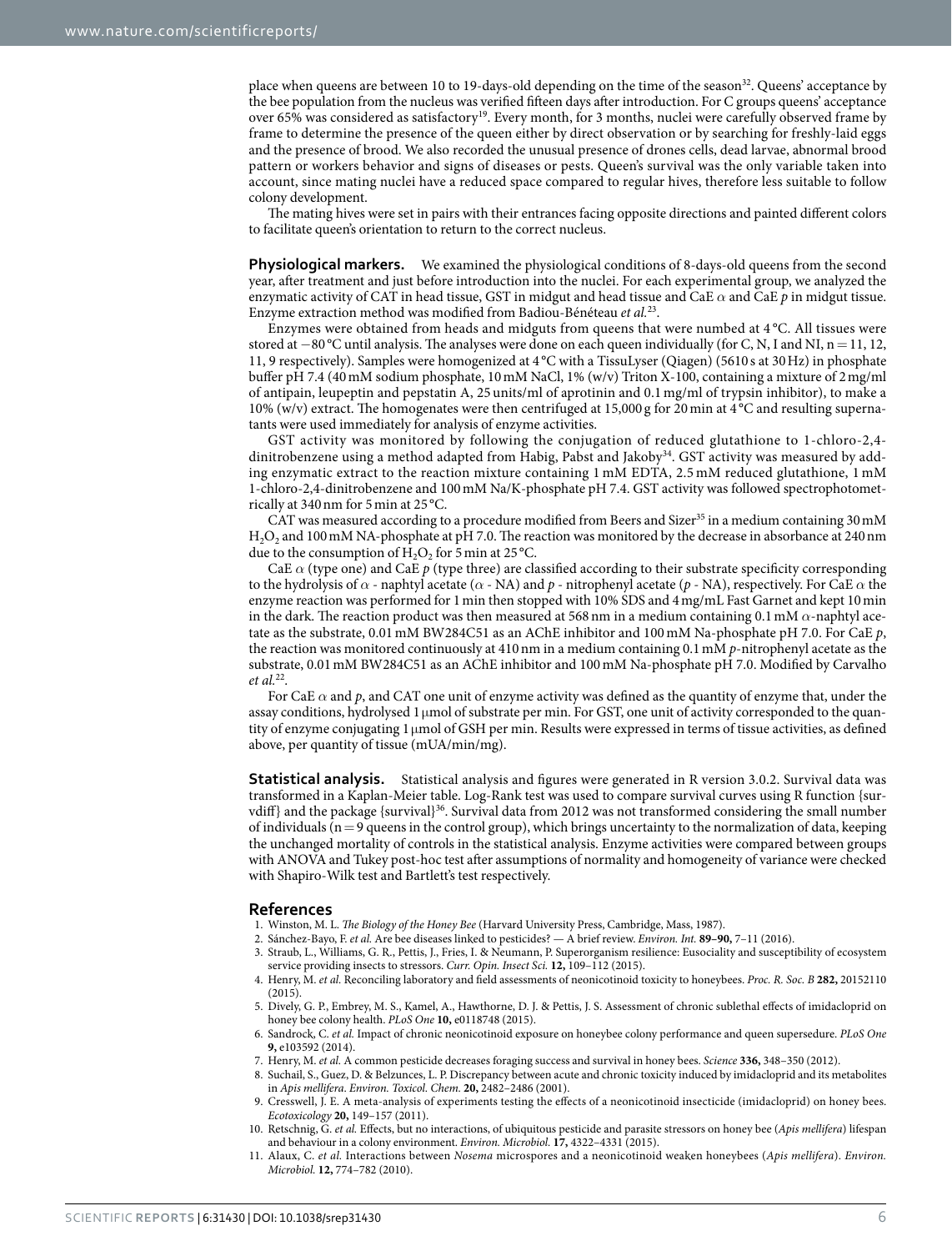place when queens are between 10 to 19-days-old depending on the time of the season[32]. Queens' acceptance by the bee population from the nucleus was verified fifteen days after introduction. For C groups queens' acceptance over 65% was considered as satisfactory[19]. Every month, for 3 months, nuclei were carefully observed frame by frame to determine the presence of the queen either by direct observation or by searching for freshly-laid eggs and the presence of brood. We also recorded the unusual presence of drones cells, dead larvae, abnormal brood pattern or workers behavior and signs of diseases or pests. Queen's survival was the only variable taken into account, since mating nuclei have a reduced space compared to regular hives, therefore less suitable to follow colony development.

The mating hives were set in pairs with their entrances facing opposite directions and painted different colors to facilitate queen's orientation to return to the correct nucleus.

**Physiological markers.** We examined the physiological conditions of 8-days-old queens from the second year, after treatment and just before introduction into the nuclei. For each experimental group, we analyzed the enzymatic activity of CAT in head tissue, GST in midgut and head tissue and CaE $\alpha$ and CaE $p$ in midgut tissue. Enzyme extraction method was modified from Badiou-Bénéteau *et al.*[23].

Enzymes were obtained from heads and midguts from queens that were numbed at 4 °C. All tissues were stored at −80 °C until analysis. The analyses were done on each queen individually (for C, N, I and NI, n = 11, 12, 11, 9 respectively). Samples were homogenized at 4 °C with a TissuLyser (Qiagen) (5610 s at 30 Hz) in phosphate buffer pH 7.4 (40 mM sodium phosphate, 10 mM NaCl, 1% (w/v) Triton X-100, containing a mixture of 2 mg/ml of antipain, leupeptin and pepstatin A, 25 units/ml of aprotinin and 0.1 mg/ml of trypsin inhibitor), to make a 10% (w/v) extract. The homogenates were then centrifuged at 15,000 g for 20 min at 4 °C and resulting supernatants were used immediately for analysis of enzyme activities.

GST activity was monitored by following the conjugation of reduced glutathione to 1-chloro-2,4-dinitrobenzene using a method adapted from Habig, Pabst and Jakoby[34]. GST activity was measured by adding enzymatic extract to the reaction mixture containing 1 mM EDTA, 2.5 mM reduced glutathione, 1 mM 1-chloro-2,4-dinitrobenzene and 100 mM Na/K-phosphate pH 7.4. GST activity was followed spectrophotometrically at 340 nm for 5 min at 25 °C.

CAT was measured according to a procedure modified from Beers and Sizer[35] in a medium containing 30 mM $H_2O_2$ and 100 mM NA-phosphate at pH 7.0. The reaction was monitored by the decrease in absorbance at 240 nm due to the consumption of $H_2O_2$ for 5 min at 25 °C.

CaE $\alpha$ (type one) and CaE $p$ (type three) are classified according to their substrate specificity corresponding to the hydrolysis of $\alpha$ - naphtyl acetate ($\alpha$ - NA) and $p$ - nitrophenyl acetate ($p$ - NA), respectively. For CaE $\alpha$ the enzyme reaction was performed for 1 min then stopped with 10% SDS and 4 mg/mL Fast Garnet and kept 10 min in the dark. The reaction product was then measured at 568 nm in a medium containing 0.1 mM $\alpha$-naphtyl acetate as the substrate, 0.01 mM BW284C51 as an AChE inhibitor and 100 mM Na-phosphate pH 7.0. For CaE $p$, the reaction was monitored continuously at 410 nm in a medium containing 0.1 mM $p$-nitrophenyl acetate as the substrate, 0.01 mM BW284C51 as an AChE inhibitor and 100 mM Na-phosphate pH 7.0. Modified by Carvalho *et al.*[22].

For CaE $\alpha$ and $p$, and CAT one unit of enzyme activity was defined as the quantity of enzyme that, under the assay conditions, hydrolysed 1 μmol of substrate per min. For GST, one unit of activity corresponded to the quantity of enzyme conjugating 1 μmol of GSH per min. Results were expressed in terms of tissue activities, as defined above, per quantity of tissue (mUA/min/mg).

**Statistical analysis.** Statistical analysis and figures were generated in R version 3.0.2. Survival data was transformed in a Kaplan-Meier table. Log-Rank test was used to compare survival curves using R function {survdiff} and the package {survival}[36]. Survival data from 2012 was not transformed considering the small number of individuals (n = 9 queens in the control group), which brings uncertainty to the normalization of data, keeping the unchanged mortality of controls in the statistical analysis. Enzyme activities were compared between groups with ANOVA and Tukey post-hoc test after assumptions of normality and homogeneity of variance were checked with Shapiro-Wilk test and Bartlett's test respectively.

## References

1. Winston, M. L. *The Biology of the Honey Bee* (Harvard University Press, Cambridge, Mass, 1987).
2. Sánchez-Bayo, F. *et al.* Are bee diseases linked to pesticides? — A brief review. *Environ. Int.* **89–90,** 7–11 (2016).
3. Straub, L., Williams, G. R., Pettis, J., Fries, I. & Neumann, P. Superorganism resilience: Eusociality and susceptibility of ecosystem service providing insects to stressors. *Curr. Opin. Insect Sci.* **12,** 109–112 (2015).
4. Henry, M. *et al.* Reconciling laboratory and field assessments of neonicotinoid toxicity to honeybees. *Proc. R. Soc. B* **282,** 20152110 (2015).
5. Dively, G. P., Embrey, M. S., Kamel, A., Hawthorne, D. J. & Pettis, J. S. Assessment of chronic sublethal effects of imidacloprid on honey bee colony health. *PLoS One* **10,** e0118748 (2015).
6. Sandrock, C. *et al.* Impact of chronic neonicotinoid exposure on honeybee colony performance and queen supersedure. *PLoS One* **9,** e103592 (2014).
7. Henry, M. *et al.* A common pesticide decreases foraging success and survival in honey bees. *Science* **336,** 348–350 (2012).
8. Suchail, S., Guez, D. & Belzunces, L. P. Discrepancy between acute and chronic toxicity induced by imidacloprid and its metabolites in *Apis mellifera*. *Environ. Toxicol. Chem.* **20,** 2482–2486 (2001).
9. Cresswell, J. E. A meta-analysis of experiments testing the effects of a neonicotinoid insecticide (imidacloprid) on honey bees. *Ecotoxicology* **20,** 149–157 (2011).
10. Retschnig, G. *et al.* Effects, but no interactions, of ubiquitous pesticide and parasite stressors on honey bee (*Apis mellifera*) lifespan and behaviour in a colony environment. *Environ. Microbiol.* **17,** 4322–4331 (2015).
11. Alaux, C. *et al.* Interactions between *Nosema* microspores and a neonicotinoid weaken honeybees (*Apis mellifera*). *Environ. Microbiol.* **12,** 774–782 (2010).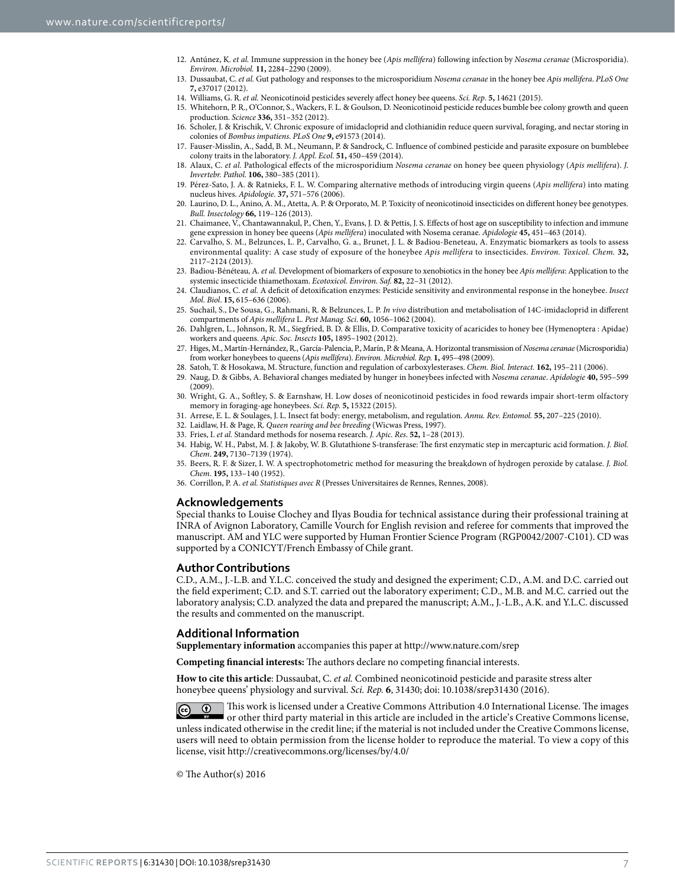12. Antúnez, K. *et al.* Immune suppression in the honey bee (*Apis mellifera*) following infection by *Nosema ceranae* (Microsporidia). *Environ. Microbiol.* **11,** 2284–2290 (2009).
13. Dussaubat, C. *et al.* Gut pathology and responses to the microsporidium *Nosema ceranae* in the honey bee *Apis mellifera*. *PLoS One* **7,** e37017 (2012).
14. Williams, G. R. *et al.* Neonicotinoid pesticides severely affect honey bee queens. *Sci. Rep*. **5,** 14621 (2015).
15. Whitehorn, P. R., O'Connor, S., Wackers, F. L. & Goulson, D. Neonicotinoid pesticide reduces bumble bee colony growth and queen production. *Science* **336,** 351–352 (2012).
16. Scholer, J. & Krischik, V. Chronic exposure of imidacloprid and clothianidin reduce queen survival, foraging, and nectar storing in colonies of *Bombus impatiens*. *PLoS One* **9,** e91573 (2014).
17. Fauser-Misslin, A., Sadd, B. M., Neumann, P. & Sandrock, C. Influence of combined pesticide and parasite exposure on bumblebee colony traits in the laboratory. *J. Appl. Ecol.* **51,** 450–459 (2014).
18. Alaux, C. *et al.* Pathological effects of the microsporidium *Nosema ceranae* on honey bee queen physiology (*Apis mellifera*). *J. Invertebr. Pathol.* **106,** 380–385 (2011).
19. Pérez-Sato, J. A. & Ratnieks, F. L. W. Comparing alternative methods of introducing virgin queens (*Apis mellifera*) into mating nucleus hives. *Apidologie*. **37,** 571–576 (2006).
20. Laurino, D. L., Anino, A. M., Atetta, A. P. & Orporato, M. P. Toxicity of neonicotinoid insecticides on different honey bee genotypes. *Bull. Insectology* **66,** 119–126 (2013).
21. Chaimanee, V., Chantawannakul, P., Chen, Y., Evans, J. D. & Pettis, J. S. Effects of host age on susceptibility to infection and immune gene expression in honey bee queens (*Apis mellifera*) inoculated with Nosema ceranae. *Apidologie* **45,** 451–463 (2014).
22. Carvalho, S. M., Belzunces, L. P., Carvalho, G. a., Brunet, J. L. & Badiou-Beneteau, A. Enzymatic biomarkers as tools to assess environmental quality: A case study of exposure of the honeybee *Apis mellifera* to insecticides. *Environ. Toxicol. Chem.* **32,** 2117–2124 (2013).
23. Badiou-Bénéteau, A. *et al.* Development of biomarkers of exposure to xenobiotics in the honey bee *Apis mellifera*: Application to the systemic insecticide thiamethoxam. *Ecotoxicol. Environ. Saf.* **82,** 22–31 (2012).
24. Claudianos, C. *et al.* A deficit of detoxification enzymes: Pesticide sensitivity and environmental response in the honeybee. *Insect Mol. Biol*. **15,** 615–636 (2006).
25. Suchail, S., De Sousa, G., Rahmani, R. & Belzunces, L. P. *In vivo* distribution and metabolisation of 14C-imidacloprid in different compartments of *Apis mellifera* L. *Pest Manag. Sci.* **60,** 1056–1062 (2004).
26. Dahlgren, L., Johnson, R. M., Siegfried, B. D. & Ellis, D. Comparative toxicity of acaricides to honey bee (Hymenoptera : Apidae) workers and queens. *Apic. Soc. Insects* **105,** 1895–1902 (2012).
27. Higes, M., Martín-Hernández, R., García-Palencia, P., Marín, P. & Meana, A. Horizontal transmission of *Nosema ceranae* (Microsporidia) from worker honeybees to queens (*Apis mellifera*). *Environ. Microbiol. Rep.* **1,** 495–498 (2009).
28. Satoh, T. & Hosokawa, M. Structure, function and regulation of carboxylesterases. *Chem. Biol. Interact.* **162,** 195–211 (2006).
29. Naug, D. & Gibbs, A. Behavioral changes mediated by hunger in honeybees infected with *Nosema ceranae*. *Apidologie* **40,** 595–599 (2009).
30. Wright, G. A., Softley, S. & Earnshaw, H. Low doses of neonicotinoid pesticides in food rewards impair short-term olfactory memory in foraging-age honeybees. *Sci. Rep.* **5,** 15322 (2015).
31. Arrese, E. L. & Soulages, J. L. Insect fat body: energy, metabolism, and regulation. *Annu. Rev. Entomol.* **55,** 207–225 (2010).
32. Laidlaw, H. & Page, R. *Queen rearing and bee breeding* (Wicwas Press, 1997).
33. Fries, I. *et al.* Standard methods for nosema research. *J. Apic. Res*. **52,** 1–28 (2013).
34. Habig, W. H., Pabst, M. J. & Jakoby, W. B. Glutathione S-transferase: The first enzymatic step in mercapturic acid formation. *J. Biol. Chem*. **249,** 7130–7139 (1974).
35. Beers, R. F. & Sizer, I. W. A spectrophotometric method for measuring the breakdown of hydrogen peroxide by catalase. *J. Biol. Chem*. **195,** 133–140 (1952).
36. Corrillon, P. A. *et al. Statistiques avec R* (Presses Universitaires de Rennes, Rennes, 2008).

## Acknowledgements

Special thanks to Louise Clochey and Ilyas Boudia for technical assistance during their professional training at INRA of Avignon Laboratory, Camille Vourch for English revision and referee for comments that improved the manuscript. AM and YLC were supported by Human Frontier Science Program (RGP0042/2007-C101). CD was supported by a CONICYT/French Embassy of Chile grant.

## Author Contributions

C.D., A.M., J.-L.B. and Y.L.C. conceived the study and designed the experiment; C.D., A.M. and D.C. carried out the field experiment; C.D. and S.T. carried out the laboratory experiment; C.D., M.B. and M.C. carried out the laboratory analysis; C.D. analyzed the data and prepared the manuscript; A.M., J.-L.B., A.K. and Y.L.C. discussed the results and commented on the manuscript.

## Additional Information

**Supplementary information** accompanies this paper at http://www.nature.com/srep

**Competing financial interests:** The authors declare no competing financial interests.

**How to cite this article**: Dussaubat, C. *et al.* Combined neonicotinoid pesticide and parasite stress alter honeybee queens' physiology and survival. *Sci. Rep.* **6**, 31430; doi: 10.1038/srep31430 (2016).

This work is licensed under a Creative Commons Attribution 4.0 International License. The images or other third party material in this article are included in the article's Creative Commons license, unless indicated otherwise in the credit line; if the material is not included under the Creative Commons license, users will need to obtain permission from the license holder to reproduce the material. To view a copy of this license, visit http://creativecommons.org/licenses/by/4.0/

© The Author(s) 2016